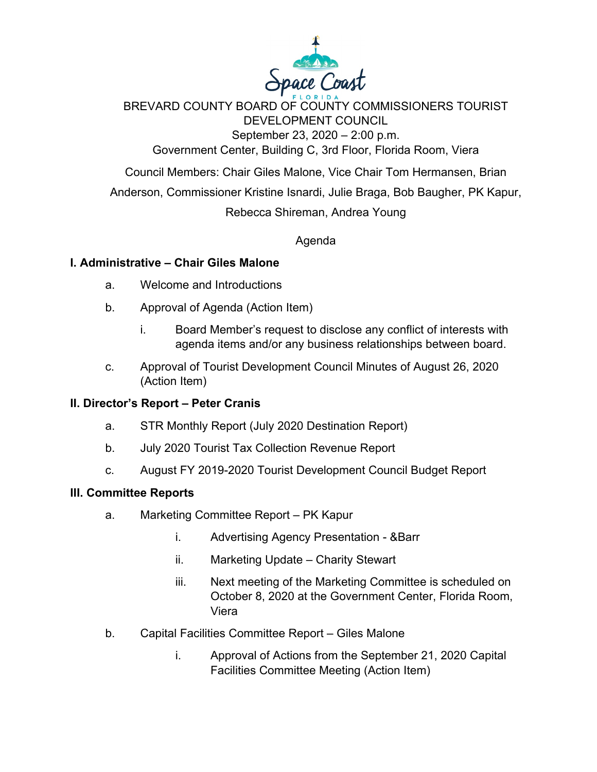BREVARD COUNTY BOARD OF COUNTY COMMISSIONERS TOURIST DEVELOPMENT COUNCIL

September 23, 2020 – 2:00 p.m.

Government Center, Building C, 3rd Floor, Florida Room, Viera

Council Members: Chair Giles Malone, Vice Chair Tom Hermansen, Brian Anderson, Commissioner Kristine Isnardi, Julie Braga, Bob Baugher, PK Kapur, Rebecca Shireman, Andrea Young

Agenda

**I. Administrative – Chair Giles Malone**

a. Welcome and Introductions

b. Approval of Agenda (Action Item)

   i. Board Member's request to disclose any conflict of interests with agenda items and/or any business relationships between board.

c. Approval of Tourist Development Council Minutes of August 26, 2020 (Action Item)

**II. Director's Report – Peter Cranis**

a. STR Monthly Report (July 2020 Destination Report)

b. July 2020 Tourist Tax Collection Revenue Report

c. August FY 2019-2020 Tourist Development Council Budget Report

**III. Committee Reports**

a. Marketing Committee Report – PK Kapur

   i. Advertising Agency Presentation - &Barr

   ii. Marketing Update – Charity Stewart

   iii. Next meeting of the Marketing Committee is scheduled on October 8, 2020 at the Government Center, Florida Room, Viera

b. Capital Facilities Committee Report – Giles Malone

   i. Approval of Actions from the September 21, 2020 Capital Facilities Committee Meeting (Action Item)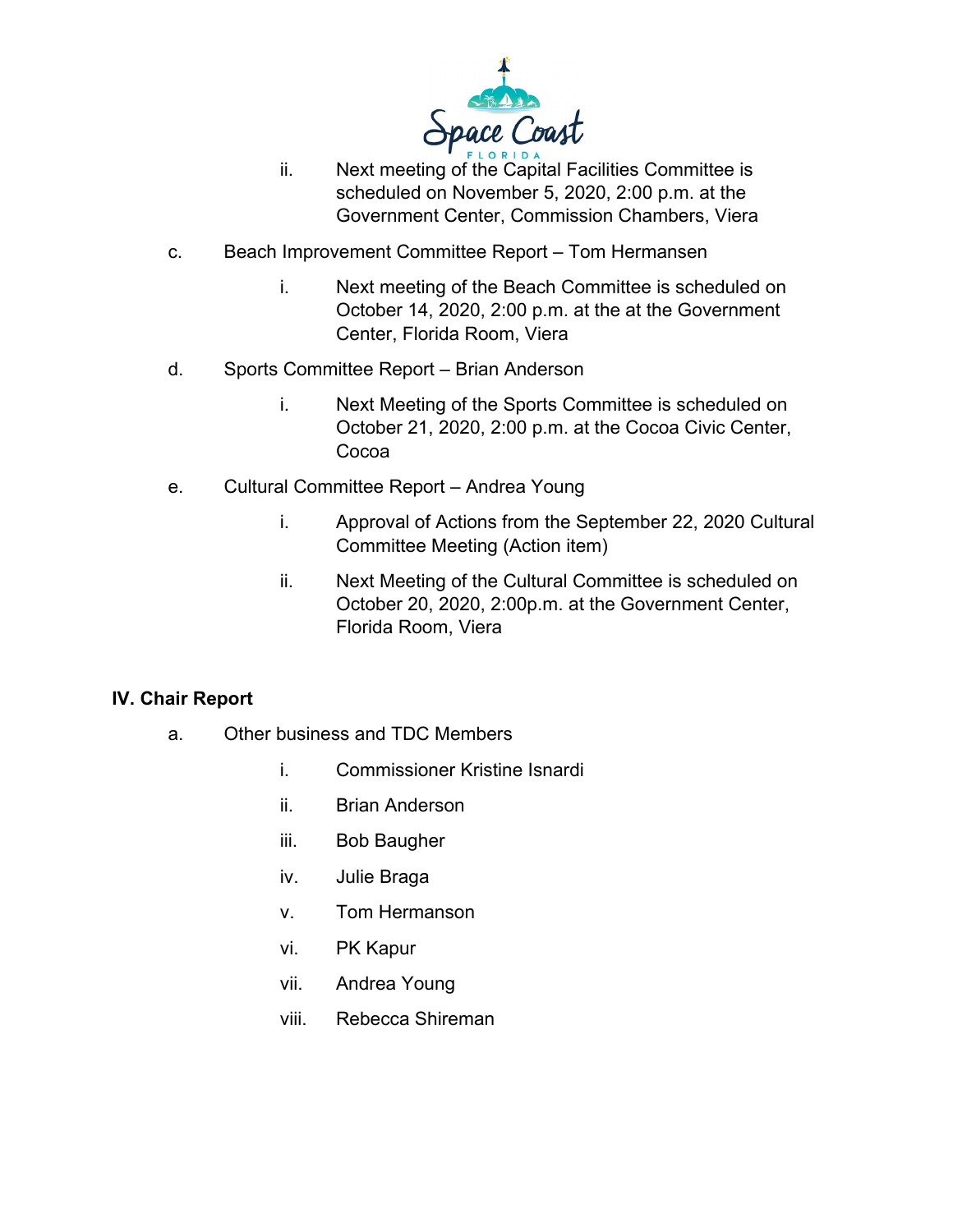ii. Next meeting of the Capital Facilities Committee is scheduled on November 5, 2020, 2:00 p.m. at the Government Center, Commission Chambers, Viera

c. Beach Improvement Committee Report – Tom Hermansen

  i. Next meeting of the Beach Committee is scheduled on October 14, 2020, 2:00 p.m. at the at the Government Center, Florida Room, Viera

d. Sports Committee Report – Brian Anderson

  i. Next Meeting of the Sports Committee is scheduled on October 21, 2020, 2:00 p.m. at the Cocoa Civic Center, Cocoa

e. Cultural Committee Report – Andrea Young

  i. Approval of Actions from the September 22, 2020 Cultural Committee Meeting (Action item)

  ii. Next Meeting of the Cultural Committee is scheduled on October 20, 2020, 2:00p.m. at the Government Center, Florida Room, Viera

## IV. Chair Report

a. Other business and TDC Members

  i. Commissioner Kristine Isnardi

  ii. Brian Anderson

  iii. Bob Baugher

  iv. Julie Braga

  v. Tom Hermanson

  vi. PK Kapur

  vii. Andrea Young

  viii. Rebecca Shireman